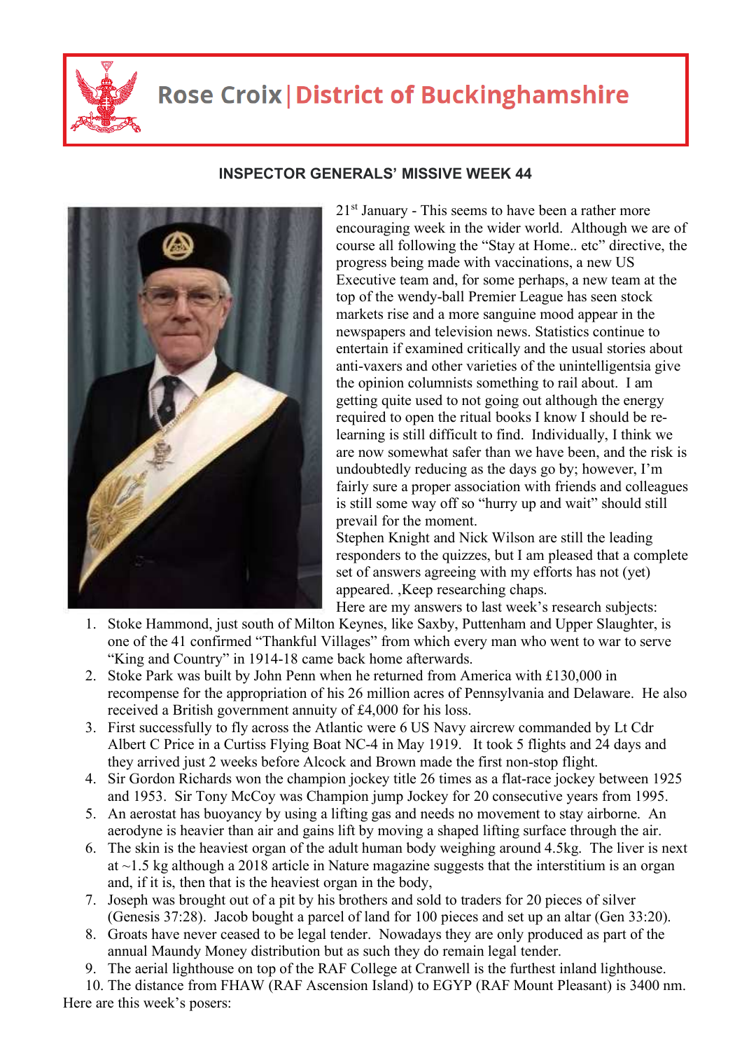# Rose Croix | District of Buckinghamshire

## INSPECTOR GENERALS' MISSIVE WEEK 44

21st January - This seems to have been a rather more encouraging week in the wider world. Although we are of course all following the "Stay at Home.. etc" directive, the progress being made with vaccinations, a new US Executive team and, for some perhaps, a new team at the top of the wendy-ball Premier League has seen stock markets rise and a more sanguine mood appear in the newspapers and television news. Statistics continue to entertain if examined critically and the usual stories about anti-vaxers and other varieties of the unintelligentsia give the opinion columnists something to rail about. I am getting quite used to not going out although the energy required to open the ritual books I know I should be re-learning is still difficult to find. Individually, I think we are now somewhat safer than we have been, and the risk is undoubtedly reducing as the days go by; however, I'm fairly sure a proper association with friends and colleagues is still some way off so "hurry up and wait" should still prevail for the moment.

Stephen Knight and Nick Wilson are still the leading responders to the quizzes, but I am pleased that a complete set of answers agreeing with my efforts has not (yet) appeared. ,Keep researching chaps.

Here are my answers to last week's research subjects:

1. Stoke Hammond, just south of Milton Keynes, like Saxby, Puttenham and Upper Slaughter, is one of the 41 confirmed "Thankful Villages" from which every man who went to war to serve "King and Country" in 1914-18 came back home afterwards.
2. Stoke Park was built by John Penn when he returned from America with £130,000 in recompense for the appropriation of his 26 million acres of Pennsylvania and Delaware. He also received a British government annuity of £4,000 for his loss.
3. First successfully to fly across the Atlantic were 6 US Navy aircrew commanded by Lt Cdr Albert C Price in a Curtiss Flying Boat NC-4 in May 1919. It took 5 flights and 24 days and they arrived just 2 weeks before Alcock and Brown made the first non-stop flight.
4. Sir Gordon Richards won the champion jockey title 26 times as a flat-race jockey between 1925 and 1953. Sir Tony McCoy was Champion jump Jockey for 20 consecutive years from 1995.
5. An aerostat has buoyancy by using a lifting gas and needs no movement to stay airborne. An aerodyne is heavier than air and gains lift by moving a shaped lifting surface through the air.
6. The skin is the heaviest organ of the adult human body weighing around 4.5kg. The liver is next at ~1.5 kg although a 2018 article in Nature magazine suggests that the interstitium is an organ and, if it is, then that is the heaviest organ in the body,
7. Joseph was brought out of a pit by his brothers and sold to traders for 20 pieces of silver (Genesis 37:28). Jacob bought a parcel of land for 100 pieces and set up an altar (Gen 33:20).
8. Groats have never ceased to be legal tender. Nowadays they are only produced as part of the annual Maundy Money distribution but as such they do remain legal tender.
9. The aerial lighthouse on top of the RAF College at Cranwell is the furthest inland lighthouse.
10. The distance from FHAW (RAF Ascension Island) to EGYP (RAF Mount Pleasant) is 3400 nm.

Here are this week's posers: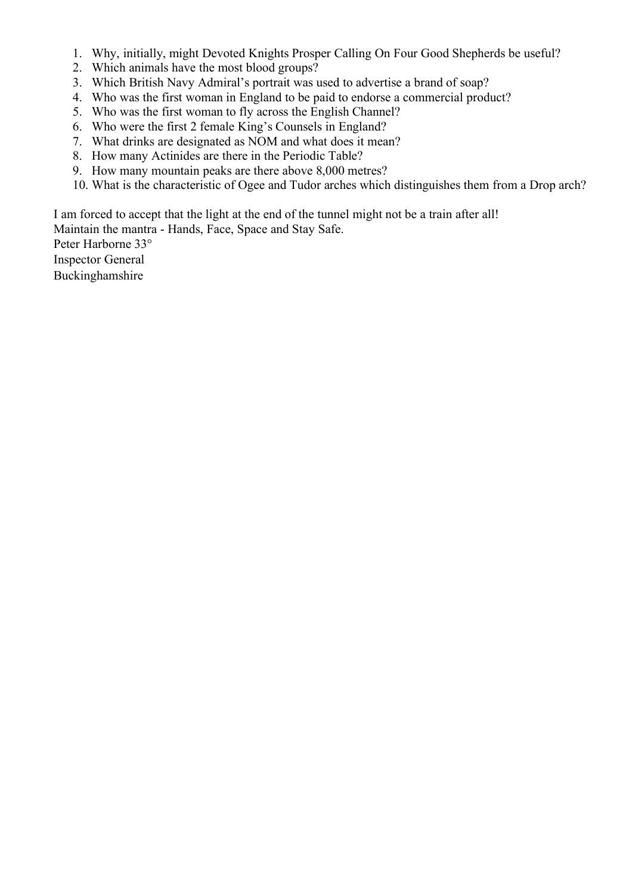1. Why, initially, might Devoted Knights Prosper Calling On Four Good Shepherds be useful?
2. Which animals have the most blood groups?
3. Which British Navy Admiral's portrait was used to advertise a brand of soap?
4. Who was the first woman in England to be paid to endorse a commercial product?
5. Who was the first woman to fly across the English Channel?
6. Who were the first 2 female King's Counsels in England?
7. What drinks are designated as NOM and what does it mean?
8. How many Actinides are there in the Periodic Table?
9. How many mountain peaks are there above 8,000 metres?
10. What is the characteristic of Ogee and Tudor arches which distinguishes them from a Drop arch?

I am forced to accept that the light at the end of the tunnel might not be a train after all!
Maintain the mantra - Hands, Face, Space and Stay Safe.
Peter Harborne 33°
Inspector General
Buckinghamshire